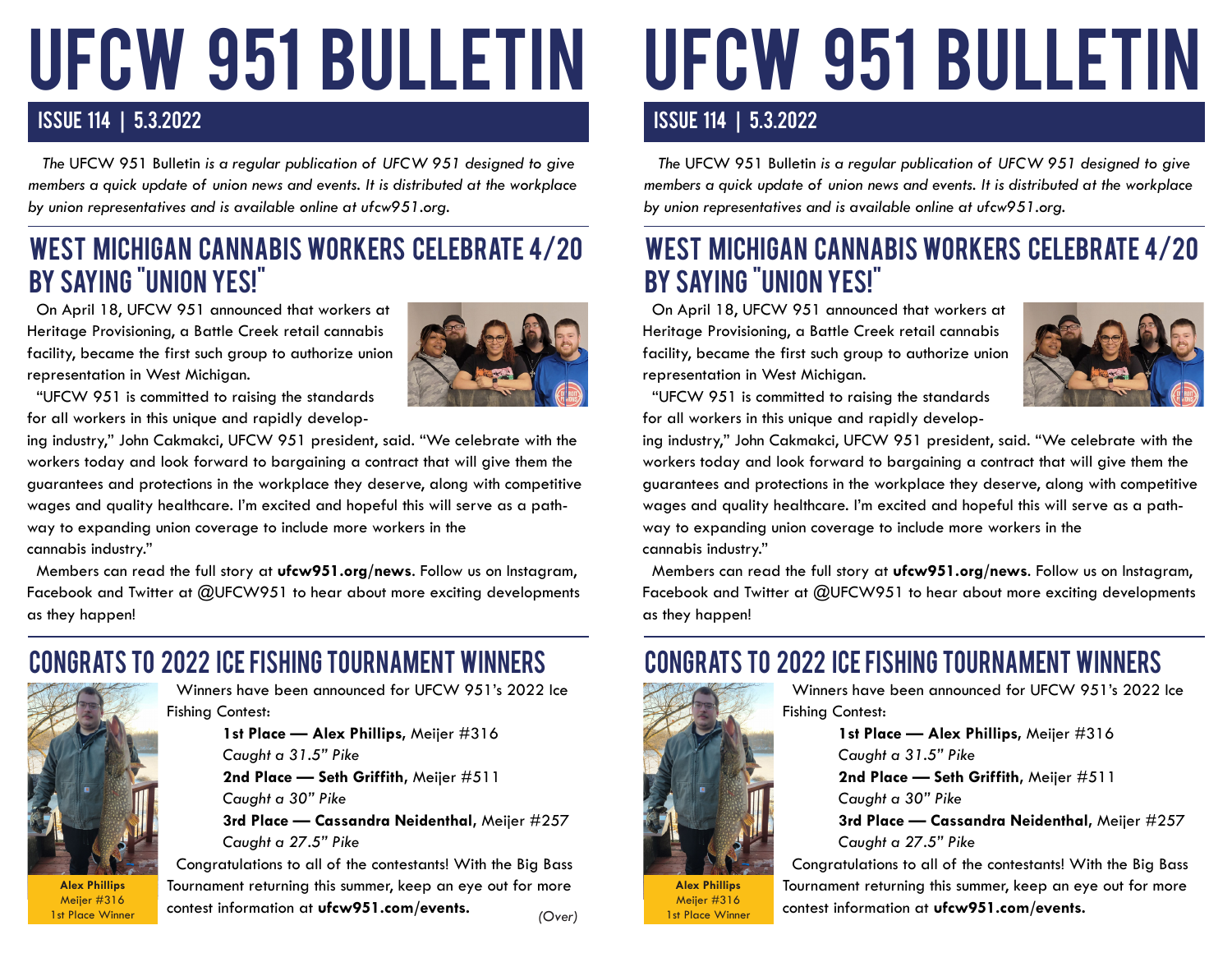# UFCW 951 BULLETIN

## ISSUE 114 | 5.3.2022

*The* UFCW 951 Bulletin *is a regular publication of UFCW 951 designed to give members a quick update of union news and events. It is distributed at the workplace by union representatives and is available online at ufcw951.org.*

## WEST MICHIGAN CANNABIS WORKERS CELEBRATE 4/20 BY SAYING "UNION YES!"

On April 18, UFCW 951 announced that workers at Heritage Provisioning, a Battle Creek retail cannabis facility, became the first such group to authorize union representation in West Michigan.

"UFCW 951 is committed to raising the standards for all workers in this unique and rapidly developing industry," John Cakmakci, UFCW 951 president, said. "We celebrate with the workers today and look forward to bargaining a contract that will give them the guarantees and protections in the workplace they deserve, along with competitive wages and quality healthcare. I'm excited and hopeful this will serve as a pathway to expanding union coverage to include more workers in the cannabis industry."

Members can read the full story at **ufcw951.org/news**. Follow us on Instagram, Facebook and Twitter at @UFCW951 to hear about more exciting developments as they happen!

## CONGRATS TO 2022 ICE FISHING TOURNAMENT WINNERS

**Alex Phillips**
Meijer #316
1st Place Winner

Winners have been announced for UFCW 951's 2022 Ice Fishing Contest:

**1st Place — Alex Phillips**, Meijer #316
*Caught a 31.5" Pike*

**2nd Place — Seth Griffith**, Meijer #511
*Caught a 30" Pike*

**3rd Place — Cassandra Neidenthal**, Meijer #257
*Caught a 27.5" Pike*

Congratulations to all of the contestants! With the Big Bass Tournament returning this summer, keep an eye out for more contest information at **ufcw951.com/events.**

*(Over)*

# UFCW 951 BULLETIN

## ISSUE 114 | 5.3.2022

*The* UFCW 951 Bulletin *is a regular publication of UFCW 951 designed to give members a quick update of union news and events. It is distributed at the workplace by union representatives and is available online at ufcw951.org.*

## WEST MICHIGAN CANNABIS WORKERS CELEBRATE 4/20 BY SAYING "UNION YES!"

On April 18, UFCW 951 announced that workers at Heritage Provisioning, a Battle Creek retail cannabis facility, became the first such group to authorize union representation in West Michigan.

"UFCW 951 is committed to raising the standards for all workers in this unique and rapidly developing industry," John Cakmakci, UFCW 951 president, said. "We celebrate with the workers today and look forward to bargaining a contract that will give them the guarantees and protections in the workplace they deserve, along with competitive wages and quality healthcare. I'm excited and hopeful this will serve as a pathway to expanding union coverage to include more workers in the cannabis industry."

Members can read the full story at **ufcw951.org/news**. Follow us on Instagram, Facebook and Twitter at @UFCW951 to hear about more exciting developments as they happen!

## CONGRATS TO 2022 ICE FISHING TOURNAMENT WINNERS

**Alex Phillips**
Meijer #316
1st Place Winner

Winners have been announced for UFCW 951's 2022 Ice Fishing Contest:

**1st Place — Alex Phillips**, Meijer #316
*Caught a 31.5" Pike*

**2nd Place — Seth Griffith**, Meijer #511
*Caught a 30" Pike*

**3rd Place — Cassandra Neidenthal**, Meijer #257
*Caught a 27.5" Pike*

Congratulations to all of the contestants! With the Big Bass Tournament returning this summer, keep an eye out for more contest information at **ufcw951.com/events.**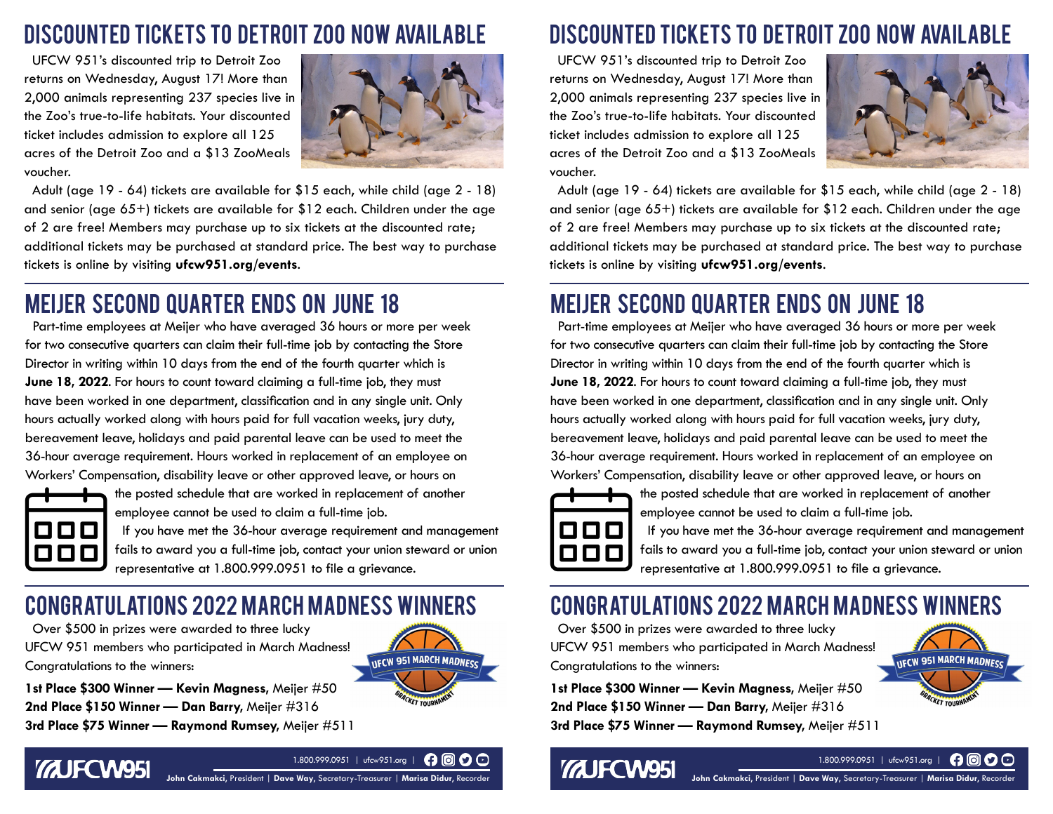# DISCOUNTED TICKETS TO DETROIT ZOO NOW AVAILABLE

UFCW 951's discounted trip to Detroit Zoo returns on Wednesday, August 17! More than 2,000 animals representing 237 species live in the Zoo's true-to-life habitats. Your discounted ticket includes admission to explore all 125 acres of the Detroit Zoo and a $13 ZooMeals voucher.

Adult (age 19 - 64) tickets are available for $15 each, while child (age 2 - 18) and senior (age 65+) tickets are available for $12 each. Children under the age of 2 are free! Members may purchase up to six tickets at the discounted rate; additional tickets may be purchased at standard price. The best way to purchase tickets is online by visiting **ufcw951.org/events**.

# MEIJER SECOND QUARTER ENDS ON JUNE 18

Part-time employees at Meijer who have averaged 36 hours or more per week for two consecutive quarters can claim their full-time job by contacting the Store Director in writing within 10 days from the end of the fourth quarter which is **June 18, 2022**. For hours to count toward claiming a full-time job, they must have been worked in one department, classification and in any single unit. Only hours actually worked along with hours paid for full vacation weeks, jury duty, bereavement leave, holidays and paid parental leave can be used to meet the 36-hour average requirement. Hours worked in replacement of an employee on Workers' Compensation, disability leave or other approved leave, or hours on the posted schedule that are worked in replacement of another employee cannot be used to claim a full-time job.

If you have met the 36-hour average requirement and management fails to award you a full-time job, contact your union steward or union representative at 1.800.999.0951 to file a grievance.

# CONGRATULATIONS 2022 MARCH MADNESS WINNERS

Over $500 in prizes were awarded to three lucky UFCW 951 members who participated in March Madness! Congratulations to the winners:

**1st Place $300 Winner — Kevin Magness,** Meijer #50
**2nd Place $150 Winner — Dan Barry,** Meijer #316
**3rd Place $75 Winner — Raymond Rumsey,** Meijer #511

# DISCOUNTED TICKETS TO DETROIT ZOO NOW AVAILABLE

UFCW 951's discounted trip to Detroit Zoo returns on Wednesday, August 17! More than 2,000 animals representing 237 species live in the Zoo's true-to-life habitats. Your discounted ticket includes admission to explore all 125 acres of the Detroit Zoo and a $13 ZooMeals voucher.

Adult (age 19 - 64) tickets are available for $15 each, while child (age 2 - 18) and senior (age 65+) tickets are available for $12 each. Children under the age of 2 are free! Members may purchase up to six tickets at the discounted rate; additional tickets may be purchased at standard price. The best way to purchase tickets is online by visiting **ufcw951.org/events**.

# MEIJER SECOND QUARTER ENDS ON JUNE 18

Part-time employees at Meijer who have averaged 36 hours or more per week for two consecutive quarters can claim their full-time job by contacting the Store Director in writing within 10 days from the end of the fourth quarter which is **June 18, 2022**. For hours to count toward claiming a full-time job, they must have been worked in one department, classification and in any single unit. Only hours actually worked along with hours paid for full vacation weeks, jury duty, bereavement leave, holidays and paid parental leave can be used to meet the 36-hour average requirement. Hours worked in replacement of an employee on Workers' Compensation, disability leave or other approved leave, or hours on the posted schedule that are worked in replacement of another employee cannot be used to claim a full-time job.

If you have met the 36-hour average requirement and management fails to award you a full-time job, contact your union steward or union representative at 1.800.999.0951 to file a grievance.

# CONGRATULATIONS 2022 MARCH MADNESS WINNERS

Over $500 in prizes were awarded to three lucky UFCW 951 members who participated in March Madness! Congratulations to the winners:

**1st Place $300 Winner — Kevin Magness,** Meijer #50
**2nd Place $150 Winner — Dan Barry,** Meijer #316
**3rd Place $75 Winner — Raymond Rumsey,** Meijer #511